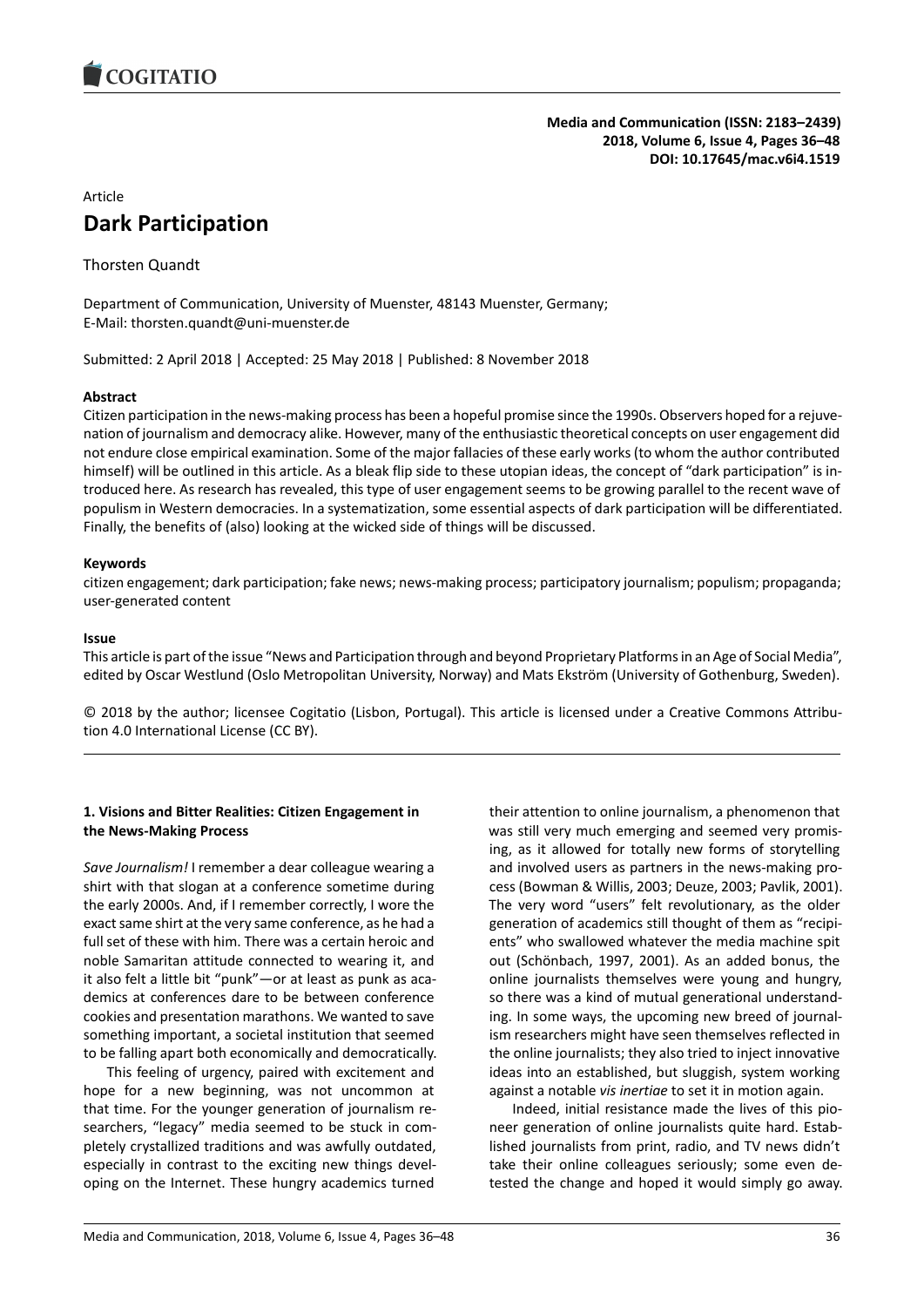Article

# Dark Participation

Thorsten Quandt

Department of Communication, University of Muenster, 48143 Muenster, Germany;
E-Mail: thorsten.quandt@uni-muenster.de

Submitted: 2 April 2018 | Accepted: 25 May 2018 | Published: 8 November 2018

## Abstract

Citizen participation in the news-making process has been a hopeful promise since the 1990s. Observers hoped for a rejuvenation of journalism and democracy alike. However, many of the enthusiastic theoretical concepts on user engagement did not endure close empirical examination. Some of the major fallacies of these early works (to whom the author contributed himself) will be outlined in this article. As a bleak flip side to these utopian ideas, the concept of "dark participation" is introduced here. As research has revealed, this type of user engagement seems to be growing parallel to the recent wave of populism in Western democracies. In a systematization, some essential aspects of dark participation will be differentiated. Finally, the benefits of (also) looking at the wicked side of things will be discussed.

## Keywords

citizen engagement; dark participation; fake news; news-making process; participatory journalism; populism; propaganda; user-generated content

## Issue

This article is part of the issue "News and Participation through and beyond Proprietary Platforms in an Age of Social Media", edited by Oscar Westlund (Oslo Metropolitan University, Norway) and Mats Ekström (University of Gothenburg, Sweden).

© 2018 by the author; licensee Cogitatio (Lisbon, Portugal). This article is licensed under a Creative Commons Attribution 4.0 International License (CC BY).

## 1. Visions and Bitter Realities: Citizen Engagement in the News-Making Process

*Save Journalism!* I remember a dear colleague wearing a shirt with that slogan at a conference sometime during the early 2000s. And, if I remember correctly, I wore the exact same shirt at the very same conference, as he had a full set of these with him. There was a certain heroic and noble Samaritan attitude connected to wearing it, and it also felt a little bit "punk"—or at least as punk as academics at conferences dare to be between conference cookies and presentation marathons. We wanted to save something important, a societal institution that seemed to be falling apart both economically and democratically.

This feeling of urgency, paired with excitement and hope for a new beginning, was not uncommon at that time. For the younger generation of journalism researchers, "legacy" media seemed to be stuck in completely crystallized traditions and was awfully outdated, especially in contrast to the exciting new things developing on the Internet. These hungry academics turned their attention to online journalism, a phenomenon that was still very much emerging and seemed very promising, as it allowed for totally new forms of storytelling and involved users as partners in the news-making process (Bowman & Willis, 2003; Deuze, 2003; Pavlik, 2001). The very word "users" felt revolutionary, as the older generation of academics still thought of them as "recipients" who swallowed whatever the media machine spit out (Schönbach, 1997, 2001). As an added bonus, the online journalists themselves were young and hungry, so there was a kind of mutual generational understanding. In some ways, the upcoming new breed of journalism researchers might have seen themselves reflected in the online journalists; they also tried to inject innovative ideas into an established, but sluggish, system working against a notable *vis inertiae* to set it in motion again.

Indeed, initial resistance made the lives of this pioneer generation of online journalists quite hard. Established journalists from print, radio, and TV news didn't take their online colleagues seriously; some even detested the change and hoped it would simply go away.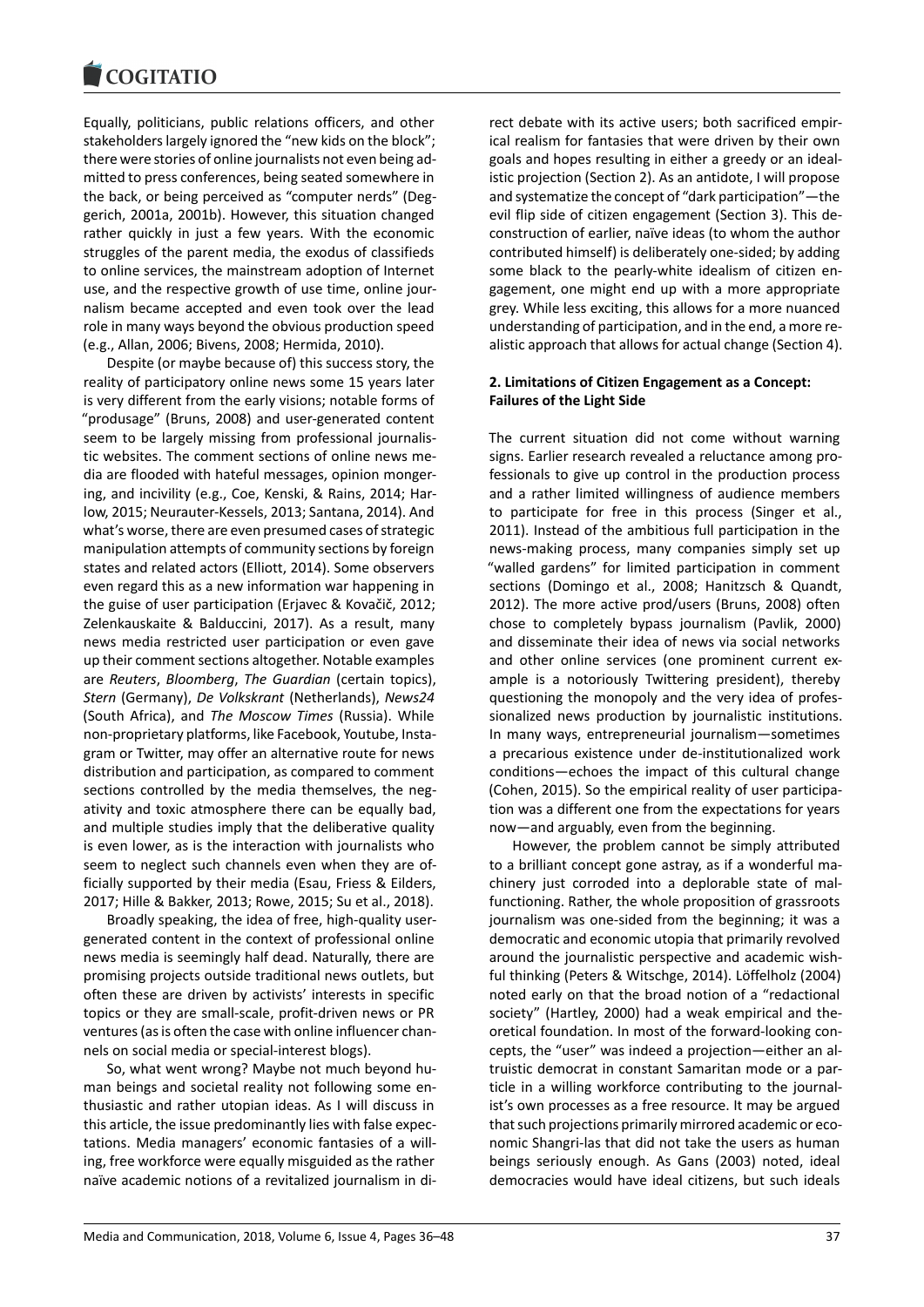Equally, politicians, public relations officers, and other stakeholders largely ignored the "new kids on the block"; there were stories of online journalists not even being admitted to press conferences, being seated somewhere in the back, or being perceived as "computer nerds" (Deggerich, 2001a, 2001b). However, this situation changed rather quickly in just a few years. With the economic struggles of the parent media, the exodus of classifieds to online services, the mainstream adoption of Internet use, and the respective growth of use time, online journalism became accepted and even took over the lead role in many ways beyond the obvious production speed (e.g., Allan, 2006; Bivens, 2008; Hermida, 2010).

Despite (or maybe because of) this success story, the reality of participatory online news some 15 years later is very different from the early visions; notable forms of "produsage" (Bruns, 2008) and user-generated content seem to be largely missing from professional journalistic websites. The comment sections of online news media are flooded with hateful messages, opinion mongering, and incivility (e.g., Coe, Kenski, & Rains, 2014; Harlow, 2015; Neurauter-Kessels, 2013; Santana, 2014). And what's worse, there are even presumed cases of strategic manipulation attempts of community sections by foreign states and related actors (Elliott, 2014). Some observers even regard this as a new information war happening in the guise of user participation (Erjavec & Kovačič, 2012; Zelenkauskaite & Balduccini, 2017). As a result, many news media restricted user participation or even gave up their comment sections altogether. Notable examples are *Reuters*, *Bloomberg*, *The Guardian* (certain topics), *Stern* (Germany), *De Volkskrant* (Netherlands), *News24* (South Africa), and *The Moscow Times* (Russia). While non-proprietary platforms, like Facebook, Youtube, Instagram or Twitter, may offer an alternative route for news distribution and participation, as compared to comment sections controlled by the media themselves, the negativity and toxic atmosphere there can be equally bad, and multiple studies imply that the deliberative quality is even lower, as is the interaction with journalists who seem to neglect such channels even when they are officially supported by their media (Esau, Friess & Eilders, 2017; Hille & Bakker, 2013; Rowe, 2015; Su et al., 2018).

Broadly speaking, the idea of free, high-quality user-generated content in the context of professional online news media is seemingly half dead. Naturally, there are promising projects outside traditional news outlets, but often these are driven by activists' interests in specific topics or they are small-scale, profit-driven news or PR ventures (as is often the case with online influencer channels on social media or special-interest blogs).

So, what went wrong? Maybe not much beyond human beings and societal reality not following some enthusiastic and rather utopian ideas. As I will discuss in this article, the issue predominantly lies with false expectations. Media managers' economic fantasies of a willing, free workforce were equally misguided as the rather naïve academic notions of a revitalized journalism in direct debate with its active users; both sacrificed empirical realism for fantasies that were driven by their own goals and hopes resulting in either a greedy or an idealistic projection (Section 2). As an antidote, I will propose and systematize the concept of "dark participation"—the evil flip side of citizen engagement (Section 3). This deconstruction of earlier, naïve ideas (to whom the author contributed himself) is deliberately one-sided; by adding some black to the pearly-white idealism of citizen engagement, one might end up with a more appropriate grey. While less exciting, this allows for a more nuanced understanding of participation, and in the end, a more realistic approach that allows for actual change (Section 4).

## 2. Limitations of Citizen Engagement as a Concept: Failures of the Light Side

The current situation did not come without warning signs. Earlier research revealed a reluctance among professionals to give up control in the production process and a rather limited willingness of audience members to participate for free in this process (Singer et al., 2011). Instead of the ambitious full participation in the news-making process, many companies simply set up "walled gardens" for limited participation in comment sections (Domingo et al., 2008; Hanitzsch & Quandt, 2012). The more active prod/users (Bruns, 2008) often chose to completely bypass journalism (Pavlik, 2000) and disseminate their idea of news via social networks and other online services (one prominent current example is a notoriously Twittering president), thereby questioning the monopoly and the very idea of professionalized news production by journalistic institutions. In many ways, entrepreneurial journalism—sometimes a precarious existence under de-institutionalized work conditions—echoes the impact of this cultural change (Cohen, 2015). So the empirical reality of user participation was a different one from the expectations for years now—and arguably, even from the beginning.

However, the problem cannot be simply attributed to a brilliant concept gone astray, as if a wonderful machinery just corroded into a deplorable state of malfunctioning. Rather, the whole proposition of grassroots journalism was one-sided from the beginning; it was a democratic and economic utopia that primarily revolved around the journalistic perspective and academic wishful thinking (Peters & Witschge, 2014). Löffelholz (2004) noted early on that the broad notion of a "redactional society" (Hartley, 2000) had a weak empirical and theoretical foundation. In most of the forward-looking concepts, the "user" was indeed a projection—either an altruistic democrat in constant Samaritan mode or a particle in a willing workforce contributing to the journalist's own processes as a free resource. It may be argued that such projections primarily mirrored academic or economic Shangri-las that did not take the users as human beings seriously enough. As Gans (2003) noted, ideal democracies would have ideal citizens, but such ideals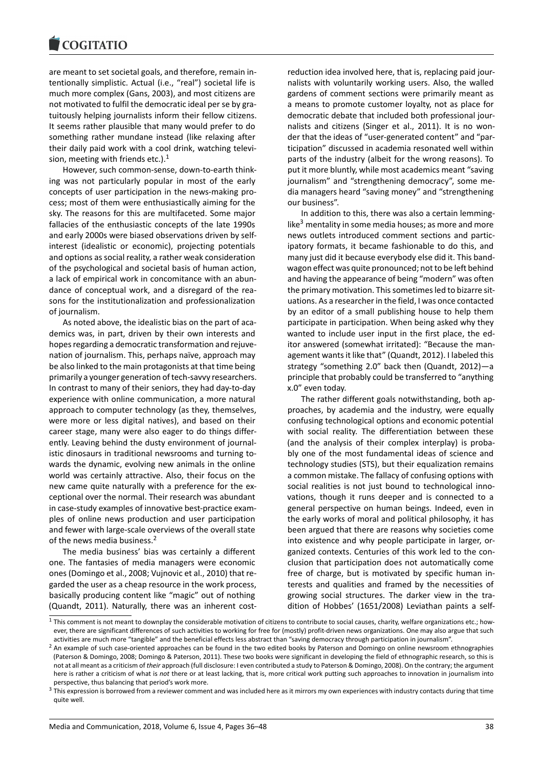are meant to set societal goals, and therefore, remain intentionally simplistic. Actual (i.e., "real") societal life is much more complex (Gans, 2003), and most citizens are not motivated to fulfil the democratic ideal per se by gratuitously helping journalists inform their fellow citizens. It seems rather plausible that many would prefer to do something rather mundane instead (like relaxing after their daily paid work with a cool drink, watching television, meeting with friends etc.).[1]

However, such common-sense, down-to-earth thinking was not particularly popular in most of the early concepts of user participation in the news-making process; most of them were enthusiastically aiming for the sky. The reasons for this are multifaceted. Some major fallacies of the enthusiastic concepts of the late 1990s and early 2000s were biased observations driven by self-interest (idealistic or economic), projecting potentials and options as social reality, a rather weak consideration of the psychological and societal basis of human action, a lack of empirical work in concomitance with an abundance of conceptual work, and a disregard of the reasons for the institutionalization and professionalization of journalism.

As noted above, the idealistic bias on the part of academics was, in part, driven by their own interests and hopes regarding a democratic transformation and rejuvenation of journalism. This, perhaps naïve, approach may be also linked to the main protagonists at that time being primarily a younger generation of tech-savvy researchers. In contrast to many of their seniors, they had day-to-day experience with online communication, a more natural approach to computer technology (as they, themselves, were more or less digital natives), and based on their career stage, many were also eager to do things differently. Leaving behind the dusty environment of journalistic dinosaurs in traditional newsrooms and turning towards the dynamic, evolving new animals in the online world was certainly attractive. Also, their focus on the new came quite naturally with a preference for the exceptional over the normal. Their research was abundant in case-study examples of innovative best-practice examples of online news production and user participation and fewer with large-scale overviews of the overall state of the news media business.[2]

The media business' bias was certainly a different one. The fantasies of media managers were economic ones (Domingo et al., 2008; Vujnovic et al., 2010) that regarded the user as a cheap resource in the work process, basically producing content like "magic" out of nothing (Quandt, 2011). Naturally, there was an inherent cost-reduction idea involved here, that is, replacing paid journalists with voluntarily working users. Also, the walled gardens of comment sections were primarily meant as a means to promote customer loyalty, not as place for democratic debate that included both professional journalists and citizens (Singer et al., 2011). It is no wonder that the ideas of "user-generated content" and "participation" discussed in academia resonated well within parts of the industry (albeit for the wrong reasons). To put it more bluntly, while most academics meant "saving journalism" and "strengthening democracy", some media managers heard "saving money" and "strengthening our business".

In addition to this, there was also a certain lemming-like[3] mentality in some media houses; as more and more news outlets introduced comment sections and participatory formats, it became fashionable to do this, and many just did it because everybody else did it. This bandwagon effect was quite pronounced; not to be left behind and having the appearance of being "modern" was often the primary motivation. This sometimes led to bizarre situations. As a researcher in the field, I was once contacted by an editor of a small publishing house to help them participate in participation. When being asked why they wanted to include user input in the first place, the editor answered (somewhat irritated): "Because the management wants it like that" (Quandt, 2012). I labeled this strategy "something 2.0" back then (Quandt, 2012)—a principle that probably could be transferred to "anything x.0" even today.

The rather different goals notwithstanding, both approaches, by academia and the industry, were equally confusing technological options and economic potential with social reality. The differentiation between these (and the analysis of their complex interplay) is probably one of the most fundamental ideas of science and technology studies (STS), but their equalization remains a common mistake. The fallacy of confusing options with social realities is not just bound to technological innovations, though it runs deeper and is connected to a general perspective on human beings. Indeed, even in the early works of moral and political philosophy, it has been argued that there are reasons why societies come into existence and why people participate in larger, organized contexts. Centuries of this work led to the conclusion that participation does not automatically come free of charge, but is motivated by specific human interests and qualities and framed by the necessities of growing social structures. The darker view in the tradition of Hobbes' (1651/2008) Leviathan paints a self-

[1] This comment is not meant to downplay the considerable motivation of citizens to contribute to social causes, charity, welfare organizations etc.; however, there are significant differences of such activities to working for free for (mostly) profit-driven news organizations. One may also argue that such activities are much more "tangible" and the beneficial effects less abstract than "saving democracy through participation in journalism".

[2] An example of such case-oriented approaches can be found in the two edited books by Paterson and Domingo on online newsroom ethnographies (Paterson & Domingo, 2008; Domingo & Paterson, 2011). These two books were significant in developing the field of ethnographic research, so this is not at all meant as a criticism of *their* approach (full disclosure: I even contributed a study to Paterson & Domingo, 2008). On the contrary; the argument here is rather a criticism of what is *not* there or at least lacking, that is, more critical work putting such approaches to innovation in journalism into perspective, thus balancing that period's work more.

[3] This expression is borrowed from a reviewer comment and was included here as it mirrors my own experiences with industry contacts during that time quite well.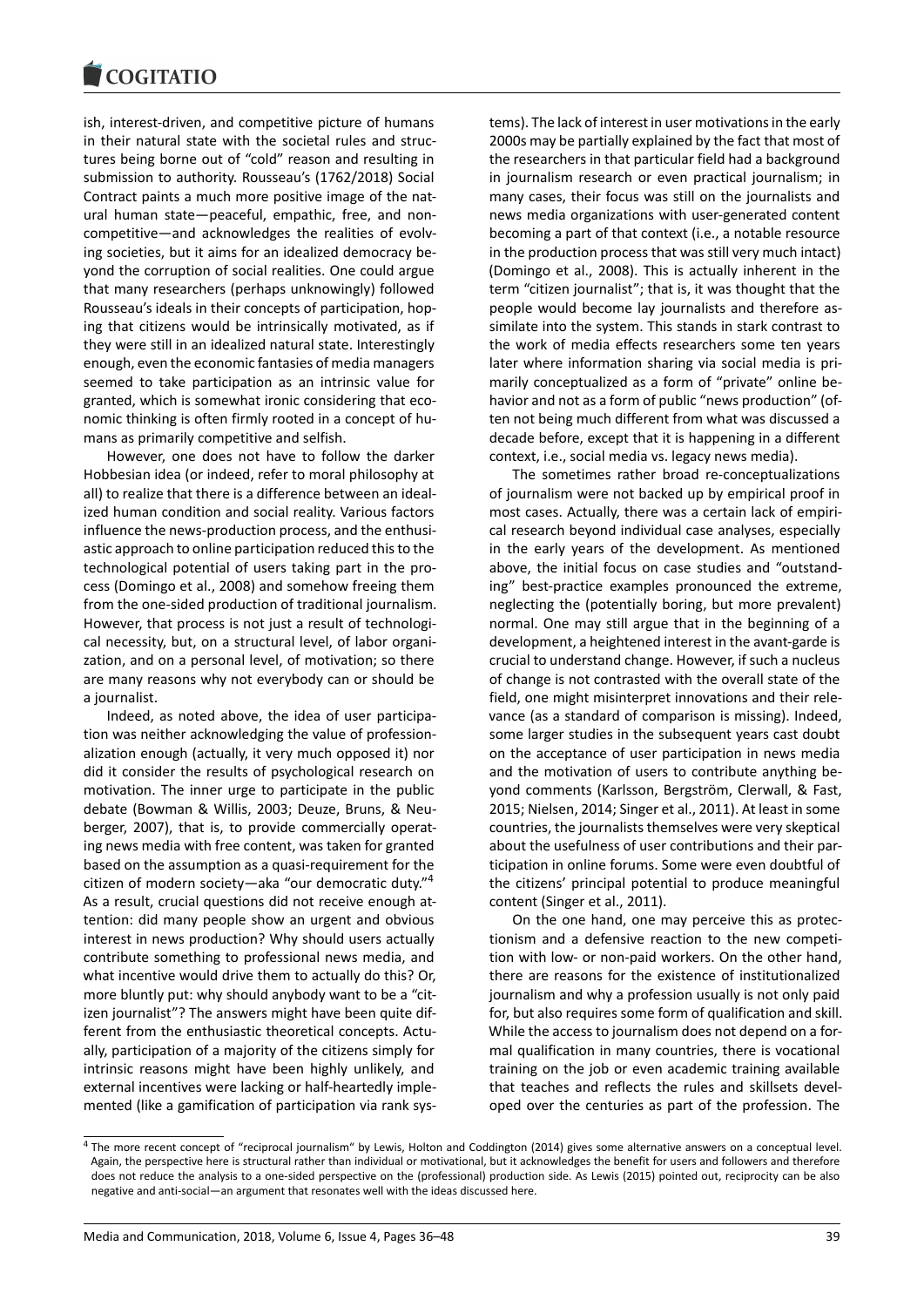ish, interest-driven, and competitive picture of humans in their natural state with the societal rules and structures being borne out of "cold" reason and resulting in submission to authority. Rousseau's (1762/2018) Social Contract paints a much more positive image of the natural human state—peaceful, empathic, free, and non-competitive—and acknowledges the realities of evolving societies, but it aims for an idealized democracy beyond the corruption of social realities. One could argue that many researchers (perhaps unknowingly) followed Rousseau's ideals in their concepts of participation, hoping that citizens would be intrinsically motivated, as if they were still in an idealized natural state. Interestingly enough, even the economic fantasies of media managers seemed to take participation as an intrinsic value for granted, which is somewhat ironic considering that economic thinking is often firmly rooted in a concept of humans as primarily competitive and selfish.

However, one does not have to follow the darker Hobbesian idea (or indeed, refer to moral philosophy at all) to realize that there is a difference between an idealized human condition and social reality. Various factors influence the news-production process, and the enthusiastic approach to online participation reduced this to the technological potential of users taking part in the process (Domingo et al., 2008) and somehow freeing them from the one-sided production of traditional journalism. However, that process is not just a result of technological necessity, but, on a structural level, of labor organization, and on a personal level, of motivation; so there are many reasons why not everybody can or should be a journalist.

Indeed, as noted above, the idea of user participation was neither acknowledging the value of professionalization enough (actually, it very much opposed it) nor did it consider the results of psychological research on motivation. The inner urge to participate in the public debate (Bowman & Willis, 2003; Deuze, Bruns, & Neuberger, 2007), that is, to provide commercially operating news media with free content, was taken for granted based on the assumption as a quasi-requirement for the citizen of modern society—aka "our democratic duty."[4] As a result, crucial questions did not receive enough attention: did many people show an urgent and obvious interest in news production? Why should users actually contribute something to professional news media, and what incentive would drive them to actually do this? Or, more bluntly put: why should anybody want to be a "citizen journalist"? The answers might have been quite different from the enthusiastic theoretical concepts. Actually, participation of a majority of the citizens simply for intrinsic reasons might have been highly unlikely, and external incentives were lacking or half-heartedly implemented (like a gamification of participation via rank systems). The lack of interest in user motivations in the early 2000s may be partially explained by the fact that most of the researchers in that particular field had a background in journalism research or even practical journalism; in many cases, their focus was still on the journalists and news media organizations with user-generated content becoming a part of that context (i.e., a notable resource in the production process that was still very much intact) (Domingo et al., 2008). This is actually inherent in the term "citizen journalist"; that is, it was thought that the people would become lay journalists and therefore assimilate into the system. This stands in stark contrast to the work of media effects researchers some ten years later where information sharing via social media is primarily conceptualized as a form of "private" online behavior and not as a form of public "news production" (often not being much different from what was discussed a decade before, except that it is happening in a different context, i.e., social media vs. legacy news media).

The sometimes rather broad re-conceptualizations of journalism were not backed up by empirical proof in most cases. Actually, there was a certain lack of empirical research beyond individual case analyses, especially in the early years of the development. As mentioned above, the initial focus on case studies and "outstanding" best-practice examples pronounced the extreme, neglecting the (potentially boring, but more prevalent) normal. One may still argue that in the beginning of a development, a heightened interest in the avant-garde is crucial to understand change. However, if such a nucleus of change is not contrasted with the overall state of the field, one might misinterpret innovations and their relevance (as a standard of comparison is missing). Indeed, some larger studies in the subsequent years cast doubt on the acceptance of user participation in news media and the motivation of users to contribute anything beyond comments (Karlsson, Bergström, Clerwall, & Fast, 2015; Nielsen, 2014; Singer et al., 2011). At least in some countries, the journalists themselves were very skeptical about the usefulness of user contributions and their participation in online forums. Some were even doubtful of the citizens' principal potential to produce meaningful content (Singer et al., 2011).

On the one hand, one may perceive this as protectionism and a defensive reaction to the new competition with low- or non-paid workers. On the other hand, there are reasons for the existence of institutionalized journalism and why a profession usually is not only paid for, but also requires some form of qualification and skill. While the access to journalism does not depend on a formal qualification in many countries, there is vocational training on the job or even academic training available that teaches and reflects the rules and skillsets developed over the centuries as part of the profession. The

[4] The more recent concept of "reciprocal journalism" by Lewis, Holton and Coddington (2014) gives some alternative answers on a conceptual level. Again, the perspective here is structural rather than individual or motivational, but it acknowledges the benefit for users and followers and therefore does not reduce the analysis to a one-sided perspective on the (professional) production side. As Lewis (2015) pointed out, reciprocity can be also negative and anti-social—an argument that resonates well with the ideas discussed here.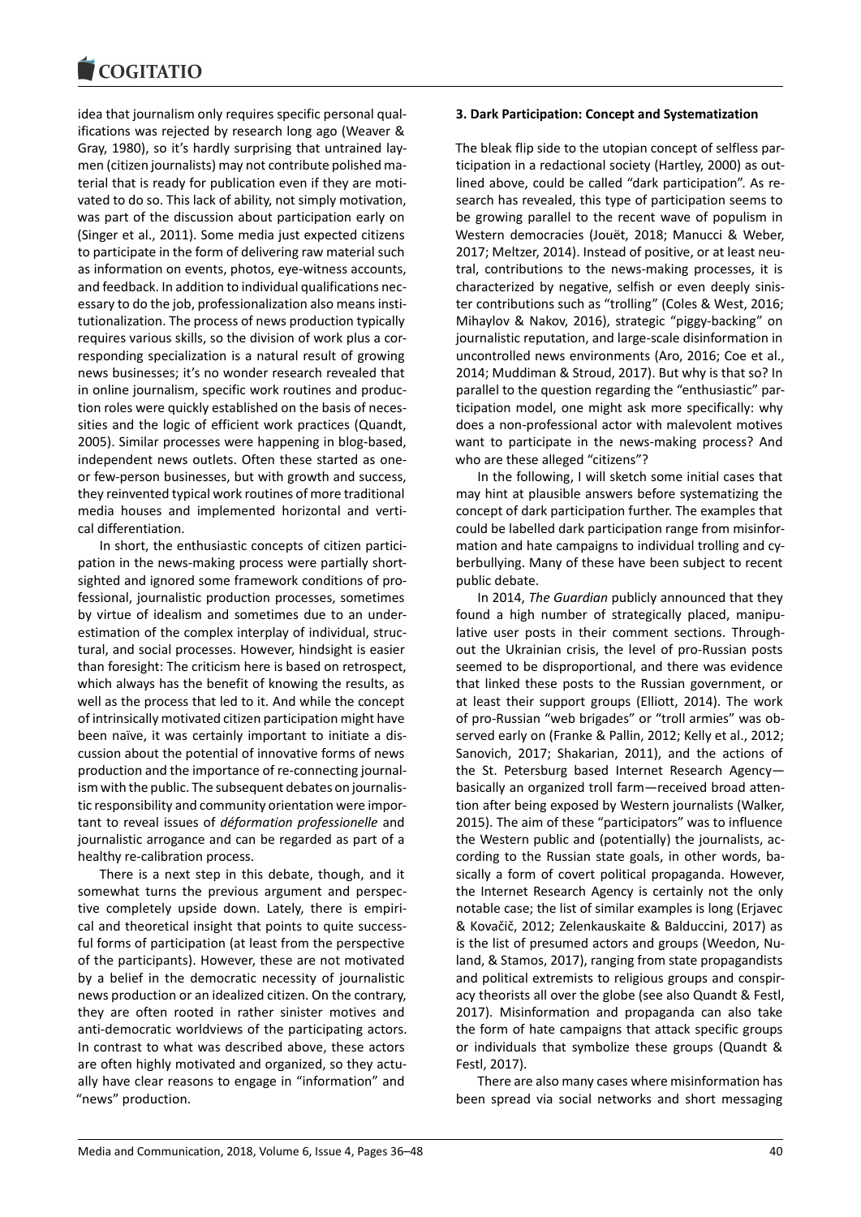idea that journalism only requires specific personal qualifications was rejected by research long ago (Weaver & Gray, 1980), so it's hardly surprising that untrained laymen (citizen journalists) may not contribute polished material that is ready for publication even if they are motivated to do so. This lack of ability, not simply motivation, was part of the discussion about participation early on (Singer et al., 2011). Some media just expected citizens to participate in the form of delivering raw material such as information on events, photos, eye-witness accounts, and feedback. In addition to individual qualifications necessary to do the job, professionalization also means institutionalization. The process of news production typically requires various skills, so the division of work plus a corresponding specialization is a natural result of growing news businesses; it's no wonder research revealed that in online journalism, specific work routines and production roles were quickly established on the basis of necessities and the logic of efficient work practices (Quandt, 2005). Similar processes were happening in blog-based, independent news outlets. Often these started as one- or few-person businesses, but with growth and success, they reinvented typical work routines of more traditional media houses and implemented horizontal and vertical differentiation.

In short, the enthusiastic concepts of citizen participation in the news-making process were partially shortsighted and ignored some framework conditions of professional, journalistic production processes, sometimes by virtue of idealism and sometimes due to an underestimation of the complex interplay of individual, structural, and social processes. However, hindsight is easier than foresight: The criticism here is based on retrospect, which always has the benefit of knowing the results, as well as the process that led to it. And while the concept of intrinsically motivated citizen participation might have been naïve, it was certainly important to initiate a discussion about the potential of innovative forms of news production and the importance of re-connecting journalism with the public. The subsequent debates on journalistic responsibility and community orientation were important to reveal issues of *déformation professionelle* and journalistic arrogance and can be regarded as part of a healthy re-calibration process.

There is a next step in this debate, though, and it somewhat turns the previous argument and perspective completely upside down. Lately, there is empirical and theoretical insight that points to quite successful forms of participation (at least from the perspective of the participants). However, these are not motivated by a belief in the democratic necessity of journalistic news production or an idealized citizen. On the contrary, they are often rooted in rather sinister motives and anti-democratic worldviews of the participating actors. In contrast to what was described above, these actors are often highly motivated and organized, so they actually have clear reasons to engage in "information" and "news" production.

## 3. Dark Participation: Concept and Systematization

The bleak flip side to the utopian concept of selfless participation in a redactional society (Hartley, 2000) as outlined above, could be called "dark participation". As research has revealed, this type of participation seems to be growing parallel to the recent wave of populism in Western democracies (Jouët, 2018; Manucci & Weber, 2017; Meltzer, 2014). Instead of positive, or at least neutral, contributions to the news-making processes, it is characterized by negative, selfish or even deeply sinister contributions such as "trolling" (Coles & West, 2016; Mihaylov & Nakov, 2016), strategic "piggy-backing" on journalistic reputation, and large-scale disinformation in uncontrolled news environments (Aro, 2016; Coe et al., 2014; Muddiman & Stroud, 2017). But why is that so? In parallel to the question regarding the "enthusiastic" participation model, one might ask more specifically: why does a non-professional actor with malevolent motives want to participate in the news-making process? And who are these alleged "citizens"?

In the following, I will sketch some initial cases that may hint at plausible answers before systematizing the concept of dark participation further. The examples that could be labelled dark participation range from misinformation and hate campaigns to individual trolling and cyberbullying. Many of these have been subject to recent public debate.

In 2014, *The Guardian* publicly announced that they found a high number of strategically placed, manipulative user posts in their comment sections. Throughout the Ukrainian crisis, the level of pro-Russian posts seemed to be disproportional, and there was evidence that linked these posts to the Russian government, or at least their support groups (Elliott, 2014). The work of pro-Russian "web brigades" or "troll armies" was observed early on (Franke & Pallin, 2012; Kelly et al., 2012; Sanovich, 2017; Shakarian, 2011), and the actions of the St. Petersburg based Internet Research Agency—basically an organized troll farm—received broad attention after being exposed by Western journalists (Walker, 2015). The aim of these "participators" was to influence the Western public and (potentially) the journalists, according to the Russian state goals, in other words, basically a form of covert political propaganda. However, the Internet Research Agency is certainly not the only notable case; the list of similar examples is long (Erjavec & Kovačič, 2012; Zelenkauskaite & Balduccini, 2017) as is the list of presumed actors and groups (Weedon, Nuland, & Stamos, 2017), ranging from state propagandists and political extremists to religious groups and conspiracy theorists all over the globe (see also Quandt & Festl, 2017). Misinformation and propaganda can also take the form of hate campaigns that attack specific groups or individuals that symbolize these groups (Quandt & Festl, 2017).

There are also many cases where misinformation has been spread via social networks and short messaging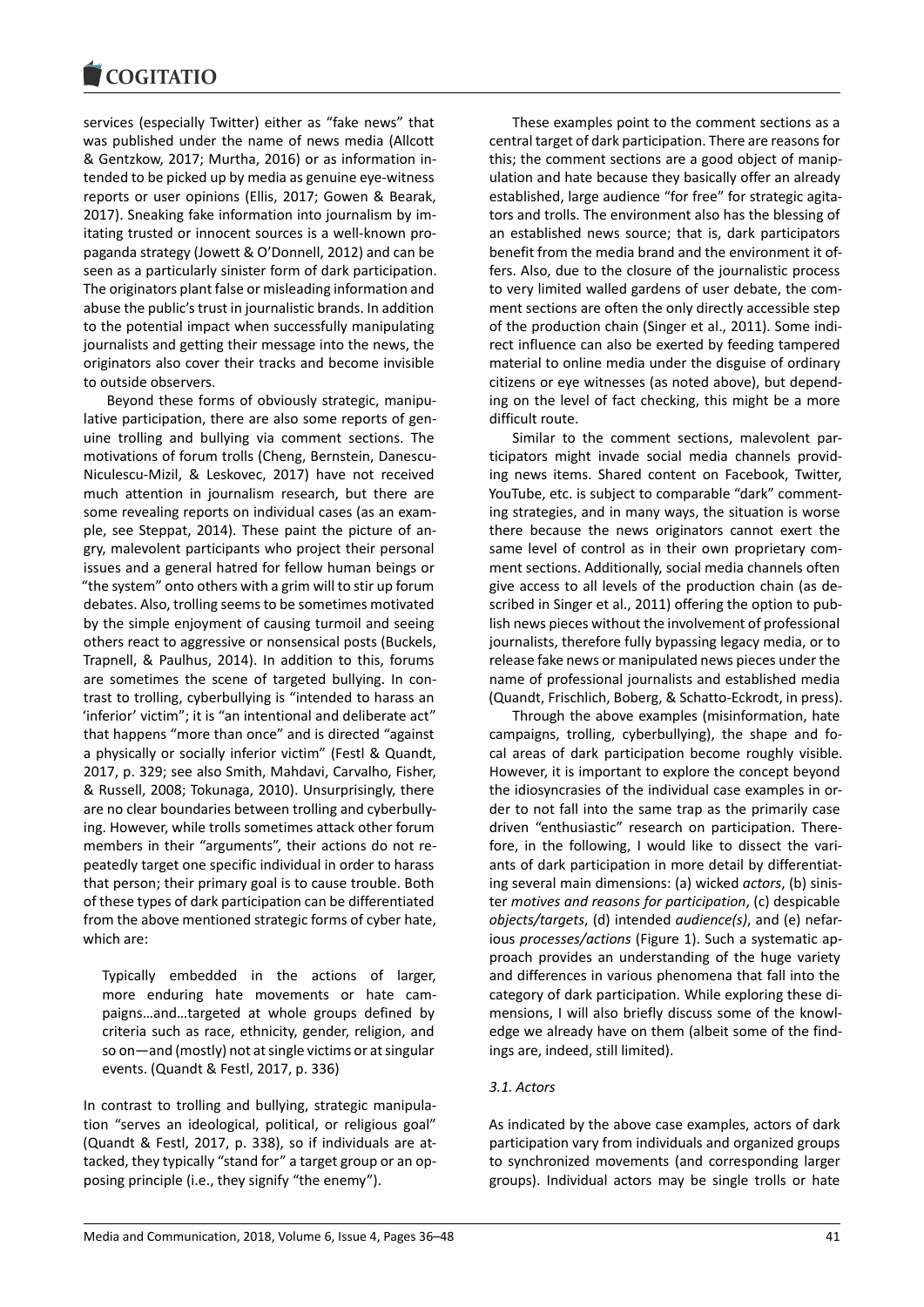services (especially Twitter) either as "fake news" that was published under the name of news media (Allcott & Gentzkow, 2017; Murtha, 2016) or as information intended to be picked up by media as genuine eye-witness reports or user opinions (Ellis, 2017; Gowen & Bearak, 2017). Sneaking fake information into journalism by imitating trusted or innocent sources is a well-known propaganda strategy (Jowett & O'Donnell, 2012) and can be seen as a particularly sinister form of dark participation. The originators plant false or misleading information and abuse the public's trust in journalistic brands. In addition to the potential impact when successfully manipulating journalists and getting their message into the news, the originators also cover their tracks and become invisible to outside observers.

Beyond these forms of obviously strategic, manipulative participation, there are also some reports of genuine trolling and bullying via comment sections. The motivations of forum trolls (Cheng, Bernstein, Danescu-Niculescu-Mizil, & Leskovec, 2017) have not received much attention in journalism research, but there are some revealing reports on individual cases (as an example, see Steppat, 2014). These paint the picture of angry, malevolent participants who project their personal issues and a general hatred for fellow human beings or "the system" onto others with a grim will to stir up forum debates. Also, trolling seems to be sometimes motivated by the simple enjoyment of causing turmoil and seeing others react to aggressive or nonsensical posts (Buckels, Trapnell, & Paulhus, 2014). In addition to this, forums are sometimes the scene of targeted bullying. In contrast to trolling, cyberbullying is "intended to harass an 'inferior' victim"; it is "an intentional and deliberate act" that happens "more than once" and is directed "against a physically or socially inferior victim" (Festl & Quandt, 2017, p. 329; see also Smith, Mahdavi, Carvalho, Fisher, & Russell, 2008; Tokunaga, 2010). Unsurprisingly, there are no clear boundaries between trolling and cyberbullying. However, while trolls sometimes attack other forum members in their "arguments", their actions do not repeatedly target one specific individual in order to harass that person; their primary goal is to cause trouble. Both of these types of dark participation can be differentiated from the above mentioned strategic forms of cyber hate, which are:

> Typically embedded in the actions of larger, more enduring hate movements or hate campaigns…and…targeted at whole groups defined by criteria such as race, ethnicity, gender, religion, and so on—and (mostly) not at single victims or at singular events. (Quandt & Festl, 2017, p. 336)

In contrast to trolling and bullying, strategic manipulation "serves an ideological, political, or religious goal" (Quandt & Festl, 2017, p. 338), so if individuals are attacked, they typically "stand for" a target group or an opposing principle (i.e., they signify "the enemy").

These examples point to the comment sections as a central target of dark participation. There are reasons for this; the comment sections are a good object of manipulation and hate because they basically offer an already established, large audience "for free" for strategic agitators and trolls. The environment also has the blessing of an established news source; that is, dark participators benefit from the media brand and the environment it offers. Also, due to the closure of the journalistic process to very limited walled gardens of user debate, the comment sections are often the only directly accessible step of the production chain (Singer et al., 2011). Some indirect influence can also be exerted by feeding tampered material to online media under the disguise of ordinary citizens or eye witnesses (as noted above), but depending on the level of fact checking, this might be a more difficult route.

Similar to the comment sections, malevolent participators might invade social media channels providing news items. Shared content on Facebook, Twitter, YouTube, etc. is subject to comparable "dark" commenting strategies, and in many ways, the situation is worse there because the news originators cannot exert the same level of control as in their own proprietary comment sections. Additionally, social media channels often give access to all levels of the production chain (as described in Singer et al., 2011) offering the option to publish news pieces without the involvement of professional journalists, therefore fully bypassing legacy media, or to release fake news or manipulated news pieces under the name of professional journalists and established media (Quandt, Frischlich, Boberg, & Schatto-Eckrodt, in press).

Through the above examples (misinformation, hate campaigns, trolling, cyberbullying), the shape and focal areas of dark participation become roughly visible. However, it is important to explore the concept beyond the idiosyncrasies of the individual case examples in order to not fall into the same trap as the primarily case driven "enthusiastic" research on participation. Therefore, in the following, I would like to dissect the variants of dark participation in more detail by differentiating several main dimensions: (a) wicked *actors*, (b) sinister *motives and reasons for participation*, (c) despicable *objects/targets*, (d) intended *audience(s)*, and (e) nefarious *processes/actions* (Figure 1). Such a systematic approach provides an understanding of the huge variety and differences in various phenomena that fall into the category of dark participation. While exploring these dimensions, I will also briefly discuss some of the knowledge we already have on them (albeit some of the findings are, indeed, still limited).

### *3.1. Actors*

As indicated by the above case examples, actors of dark participation vary from individuals and organized groups to synchronized movements (and corresponding larger groups). Individual actors may be single trolls or hate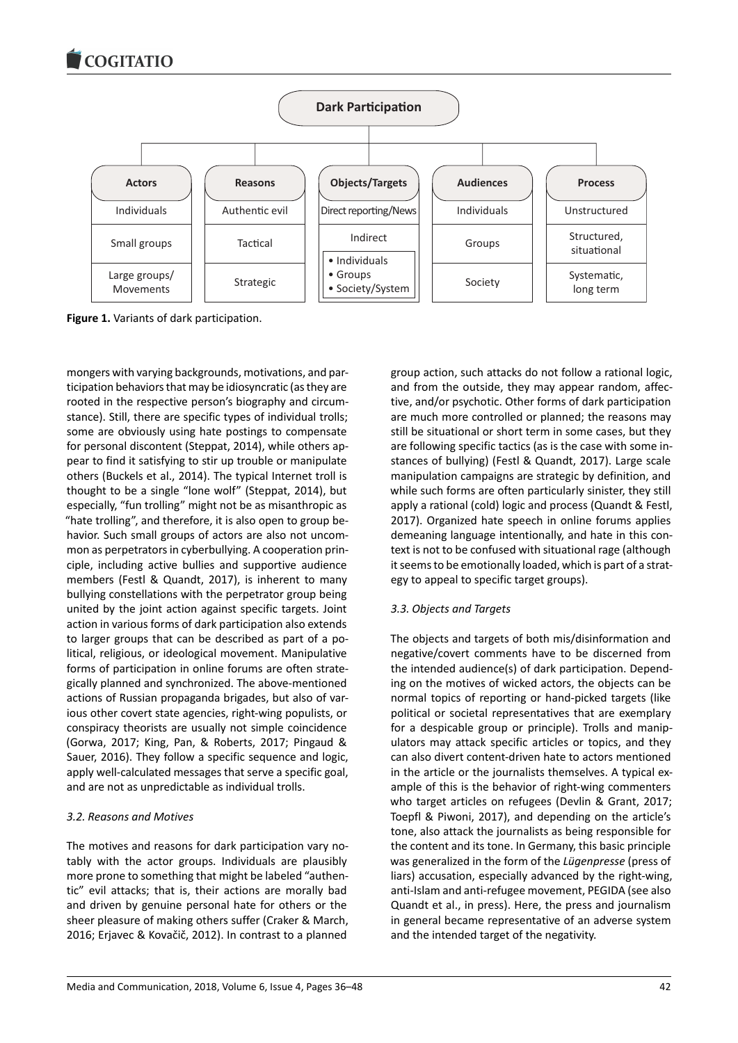**Dark Participation**

| Actors | Reasons | Objects/Targets | Audiences | Process |
|---|---|---|---|---|
| Individuals | Authentic evil | Direct reporting/News | Individuals | Unstructured |
| Small groups | Tactical | Indirect: • Individuals • Groups • Society/System | Groups | Structured, situational |
| Large groups/ Movements | Strategic | | Society | Systematic, long term |

**Figure 1.** Variants of dark participation.

mongers with varying backgrounds, motivations, and participation behaviors that may be idiosyncratic (as they are rooted in the respective person's biography and circumstance). Still, there are specific types of individual trolls; some are obviously using hate postings to compensate for personal discontent (Steppat, 2014), while others appear to find it satisfying to stir up trouble or manipulate others (Buckels et al., 2014). The typical Internet troll is thought to be a single "lone wolf" (Steppat, 2014), but especially, "fun trolling" might not be as misanthropic as "hate trolling", and therefore, it is also open to group behavior. Such small groups of actors are also not uncommon as perpetrators in cyberbullying. A cooperation principle, including active bullies and supportive audience members (Festl & Quandt, 2017), is inherent to many bullying constellations with the perpetrator group being united by the joint action against specific targets. Joint action in various forms of dark participation also extends to larger groups that can be described as part of a political, religious, or ideological movement. Manipulative forms of participation in online forums are often strategically planned and synchronized. The above-mentioned actions of Russian propaganda brigades, but also of various other covert state agencies, right-wing populists, or conspiracy theorists are usually not simple coincidence (Gorwa, 2017; King, Pan, & Roberts, 2017; Pingaud & Sauer, 2016). They follow a specific sequence and logic, apply well-calculated messages that serve a specific goal, and are not as unpredictable as individual trolls.

### *3.2. Reasons and Motives*

The motives and reasons for dark participation vary notably with the actor groups. Individuals are plausibly more prone to something that might be labeled "authentic" evil attacks; that is, their actions are morally bad and driven by genuine personal hate for others or the sheer pleasure of making others suffer (Craker & March, 2016; Erjavec & Kovačič, 2012). In contrast to a planned group action, such attacks do not follow a rational logic, and from the outside, they may appear random, affective, and/or psychotic. Other forms of dark participation are much more controlled or planned; the reasons may still be situational or short term in some cases, but they are following specific tactics (as is the case with some instances of bullying) (Festl & Quandt, 2017). Large scale manipulation campaigns are strategic by definition, and while such forms are often particularly sinister, they still apply a rational (cold) logic and process (Quandt & Festl, 2017). Organized hate speech in online forums applies demeaning language intentionally, and hate in this context is not to be confused with situational rage (although it seems to be emotionally loaded, which is part of a strategy to appeal to specific target groups).

### *3.3. Objects and Targets*

The objects and targets of both mis/disinformation and negative/covert comments have to be discerned from the intended audience(s) of dark participation. Depending on the motives of wicked actors, the objects can be normal topics of reporting or hand-picked targets (like political or societal representatives that are exemplary for a despicable group or principle). Trolls and manipulators may attack specific articles or topics, and they can also divert content-driven hate to actors mentioned in the article or the journalists themselves. A typical example of this is the behavior of right-wing commenters who target articles on refugees (Devlin & Grant, 2017; Toepfl & Piwoni, 2017), and depending on the article's tone, also attack the journalists as being responsible for the content and its tone. In Germany, this basic principle was generalized in the form of the *Lügenpresse* (press of liars) accusation, especially advanced by the right-wing, anti-Islam and anti-refugee movement, PEGIDA (see also Quandt et al., in press). Here, the press and journalism in general became representative of an adverse system and the intended target of the negativity.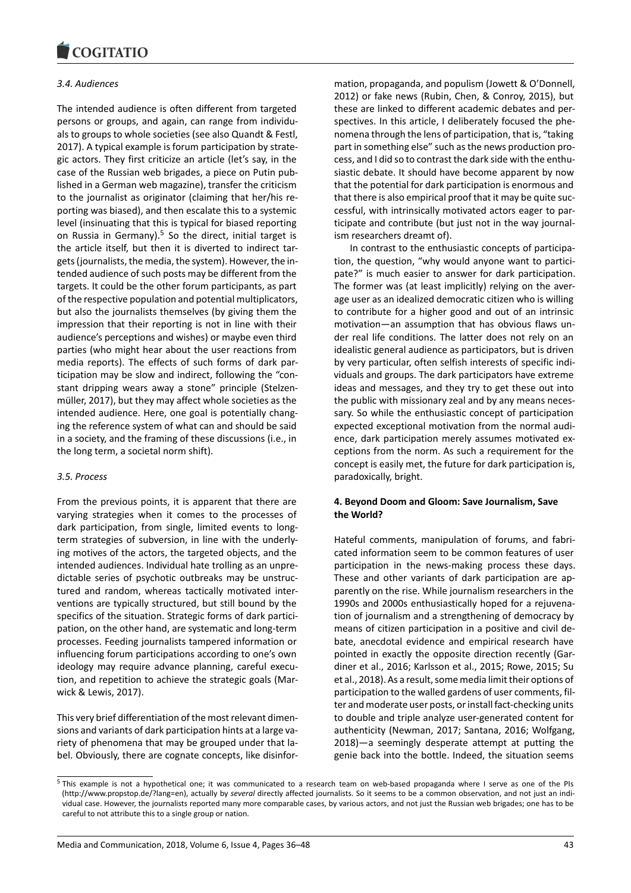### *3.4. Audiences*

The intended audience is often different from targeted persons or groups, and again, can range from individuals to groups to whole societies (see also Quandt & Festl, 2017). A typical example is forum participation by strategic actors. They first criticize an article (let's say, in the case of the Russian web brigades, a piece on Putin published in a German web magazine), transfer the criticism to the journalist as originator (claiming that her/his reporting was biased), and then escalate this to a systemic level (insinuating that this is typical for biased reporting on Russia in Germany).[5] So the direct, initial target is the article itself, but then it is diverted to indirect targets (journalists, the media, the system). However, the intended audience of such posts may be different from the targets. It could be the other forum participants, as part of the respective population and potential multiplicators, but also the journalists themselves (by giving them the impression that their reporting is not in line with their audience's perceptions and wishes) or maybe even third parties (who might hear about the user reactions from media reports). The effects of such forms of dark participation may be slow and indirect, following the "constant dripping wears away a stone" principle (Stelzenmüller, 2017), but they may affect whole societies as the intended audience. Here, one goal is potentially changing the reference system of what can and should be said in a society, and the framing of these discussions (i.e., in the long term, a societal norm shift).

### *3.5. Process*

From the previous points, it is apparent that there are varying strategies when it comes to the processes of dark participation, from single, limited events to long-term strategies of subversion, in line with the underlying motives of the actors, the targeted objects, and the intended audiences. Individual hate trolling as an unpredictable series of psychotic outbreaks may be unstructured and random, whereas tactically motivated interventions are typically structured, but still bound by the specifics of the situation. Strategic forms of dark participation, on the other hand, are systematic and long-term processes. Feeding journalists tampered information or influencing forum participations according to one's own ideology may require advance planning, careful execution, and repetition to achieve the strategic goals (Marwick & Lewis, 2017).

This very brief differentiation of the most relevant dimensions and variants of dark participation hints at a large variety of phenomena that may be grouped under that label. Obviously, there are cognate concepts, like disinformation, propaganda, and populism (Jowett & O'Donnell, 2012) or fake news (Rubin, Chen, & Conroy, 2015), but these are linked to different academic debates and perspectives. In this article, I deliberately focused the phenomena through the lens of participation, that is, "taking part in something else" such as the news production process, and I did so to contrast the dark side with the enthusiastic debate. It should have become apparent by now that the potential for dark participation is enormous and that there is also empirical proof that it may be quite successful, with intrinsically motivated actors eager to participate and contribute (but just not in the way journalism researchers dreamt of).

In contrast to the enthusiastic concepts of participation, the question, "why would anyone want to participate?" is much easier to answer for dark participation. The former was (at least implicitly) relying on the average user as an idealized democratic citizen who is willing to contribute for a higher good and out of an intrinsic motivation—an assumption that has obvious flaws under real life conditions. The latter does not rely on an idealistic general audience as participators, but is driven by very particular, often selfish interests of specific individuals and groups. The dark participators have extreme ideas and messages, and they try to get these out into the public with missionary zeal and by any means necessary. So while the enthusiastic concept of participation expected exceptional motivation from the normal audience, dark participation merely assumes motivated exceptions from the norm. As such a requirement for the concept is easily met, the future for dark participation is, paradoxically, bright.

## **4. Beyond Doom and Gloom: Save Journalism, Save the World?**

Hateful comments, manipulation of forums, and fabricated information seem to be common features of user participation in the news-making process these days. These and other variants of dark participation are apparently on the rise. While journalism researchers in the 1990s and 2000s enthusiastically hoped for a rejuvenation of journalism and a strengthening of democracy by means of citizen participation in a positive and civil debate, anecdotal evidence and empirical research have pointed in exactly the opposite direction recently (Gardiner et al., 2016; Karlsson et al., 2015; Rowe, 2015; Su et al., 2018). As a result, some media limit their options of participation to the walled gardens of user comments, filter and moderate user posts, or install fact-checking units to double and triple analyze user-generated content for authenticity (Newman, 2017; Santana, 2016; Wolfgang, 2018)—a seemingly desperate attempt at putting the genie back into the bottle. Indeed, the situation seems

[5] This example is not a hypothetical one; it was communicated to a research team on web-based propaganda where I serve as one of the PIs (http://www.propstop.de/?lang=en), actually by *several* directly affected journalists. So it seems to be a common observation, and not just an individual case. However, the journalists reported many more comparable cases, by various actors, and not just the Russian web brigades; one has to be careful to not attribute this to a single group or nation.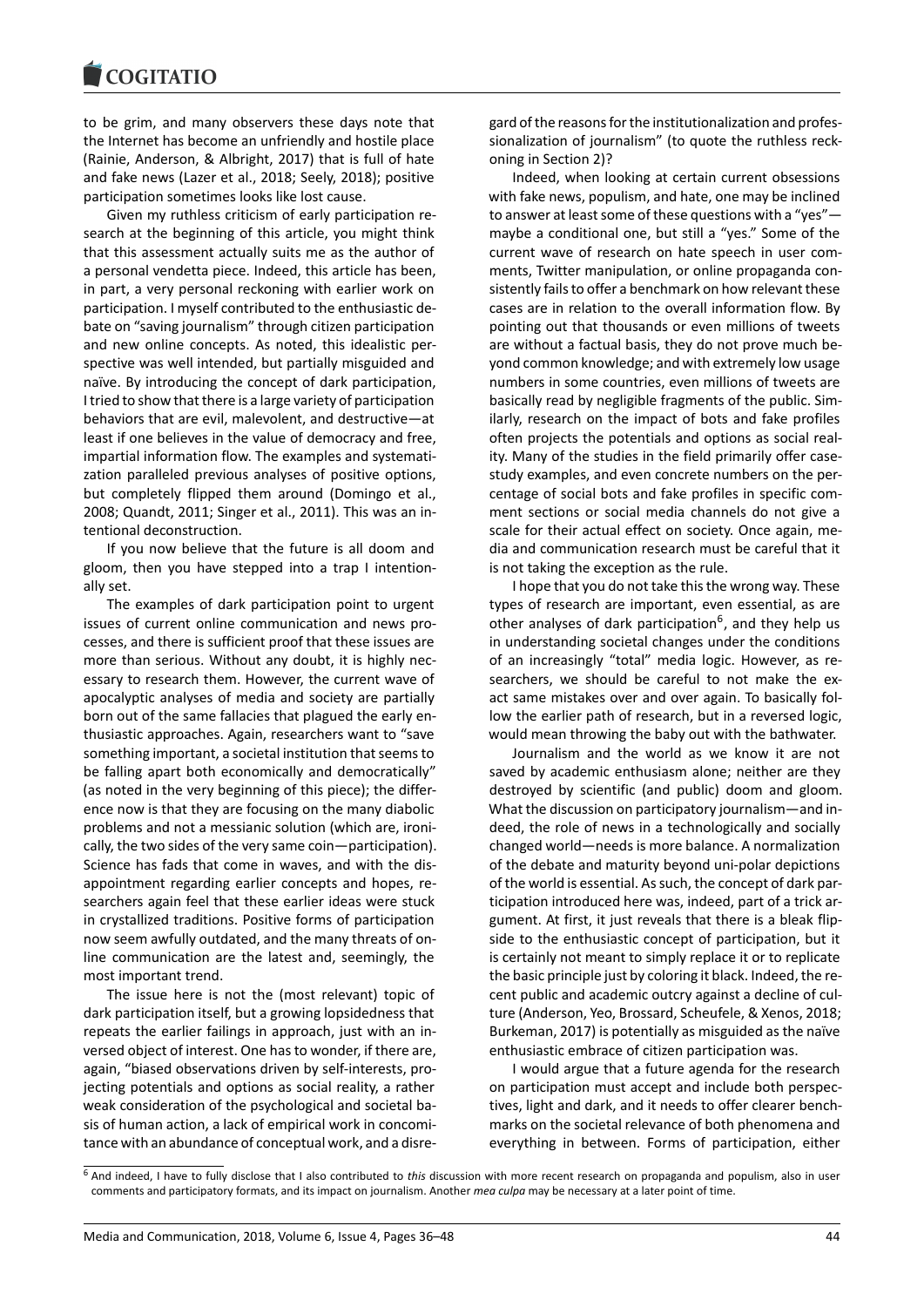to be grim, and many observers these days note that the Internet has become an unfriendly and hostile place (Rainie, Anderson, & Albright, 2017) that is full of hate and fake news (Lazer et al., 2018; Seely, 2018); positive participation sometimes looks like lost cause.

Given my ruthless criticism of early participation research at the beginning of this article, you might think that this assessment actually suits me as the author of a personal vendetta piece. Indeed, this article has been, in part, a very personal reckoning with earlier work on participation. I myself contributed to the enthusiastic debate on "saving journalism" through citizen participation and new online concepts. As noted, this idealistic perspective was well intended, but partially misguided and naïve. By introducing the concept of dark participation, I tried to show that there is a large variety of participation behaviors that are evil, malevolent, and destructive—at least if one believes in the value of democracy and free, impartial information flow. The examples and systematization paralleled previous analyses of positive options, but completely flipped them around (Domingo et al., 2008; Quandt, 2011; Singer et al., 2011). This was an intentional deconstruction.

If you now believe that the future is all doom and gloom, then you have stepped into a trap I intentionally set.

The examples of dark participation point to urgent issues of current online communication and news processes, and there is sufficient proof that these issues are more than serious. Without any doubt, it is highly necessary to research them. However, the current wave of apocalyptic analyses of media and society are partially born out of the same fallacies that plagued the early enthusiastic approaches. Again, researchers want to "save something important, a societal institution that seems to be falling apart both economically and democratically" (as noted in the very beginning of this piece); the difference now is that they are focusing on the many diabolic problems and not a messianic solution (which are, ironically, the two sides of the very same coin—participation). Science has fads that come in waves, and with the disappointment regarding earlier concepts and hopes, researchers again feel that these earlier ideas were stuck in crystallized traditions. Positive forms of participation now seem awfully outdated, and the many threats of online communication are the latest and, seemingly, the most important trend.

The issue here is not the (most relevant) topic of dark participation itself, but a growing lopsidedness that repeats the earlier failings in approach, just with an inversed object of interest. One has to wonder, if there are, again, "biased observations driven by self-interests, projecting potentials and options as social reality, a rather weak consideration of the psychological and societal basis of human action, a lack of empirical work in concomitance with an abundance of conceptual work, and a disregard of the reasons for the institutionalization and professionalization of journalism" (to quote the ruthless reckoning in Section 2)?

Indeed, when looking at certain current obsessions with fake news, populism, and hate, one may be inclined to answer at least some of these questions with a "yes"—maybe a conditional one, but still a "yes." Some of the current wave of research on hate speech in user comments, Twitter manipulation, or online propaganda consistently fails to offer a benchmark on how relevant these cases are in relation to the overall information flow. By pointing out that thousands or even millions of tweets are without a factual basis, they do not prove much beyond common knowledge; and with extremely low usage numbers in some countries, even millions of tweets are basically read by negligible fragments of the public. Similarly, research on the impact of bots and fake profiles often projects the potentials and options as social reality. Many of the studies in the field primarily offer case-study examples, and even concrete numbers on the percentage of social bots and fake profiles in specific comment sections or social media channels do not give a scale for their actual effect on society. Once again, media and communication research must be careful that it is not taking the exception as the rule.

I hope that you do not take this the wrong way. These types of research are important, even essential, as are other analyses of dark participation[6], and they help us in understanding societal changes under the conditions of an increasingly "total" media logic. However, as researchers, we should be careful to not make the exact same mistakes over and over again. To basically follow the earlier path of research, but in a reversed logic, would mean throwing the baby out with the bathwater.

Journalism and the world as we know it are not saved by academic enthusiasm alone; neither are they destroyed by scientific (and public) doom and gloom. What the discussion on participatory journalism—and indeed, the role of news in a technologically and socially changed world—needs is more balance. A normalization of the debate and maturity beyond uni-polar depictions of the world is essential. As such, the concept of dark participation introduced here was, indeed, part of a trick argument. At first, it just reveals that there is a bleak flipside to the enthusiastic concept of participation, but it is certainly not meant to simply replace it or to replicate the basic principle just by coloring it black. Indeed, the recent public and academic outcry against a decline of culture (Anderson, Yeo, Brossard, Scheufele, & Xenos, 2018; Burkeman, 2017) is potentially as misguided as the naïve enthusiastic embrace of citizen participation was.

I would argue that a future agenda for the research on participation must accept and include both perspectives, light and dark, and it needs to offer clearer benchmarks on the societal relevance of both phenomena and everything in between. Forms of participation, either

[6] And indeed, I have to fully disclose that I also contributed to *this* discussion with more recent research on propaganda and populism, also in user comments and participatory formats, and its impact on journalism. Another *mea culpa* may be necessary at a later point of time.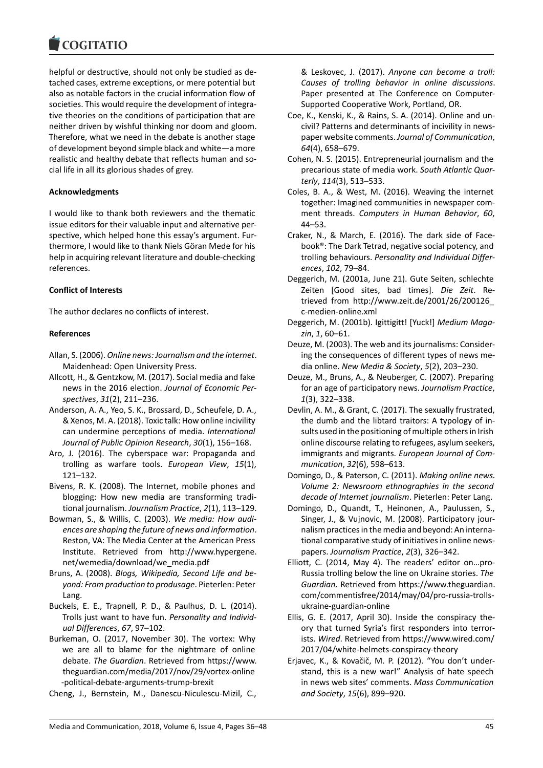helpful or destructive, should not only be studied as detached cases, extreme exceptions, or mere potential but also as notable factors in the crucial information flow of societies. This would require the development of integrative theories on the conditions of participation that are neither driven by wishful thinking nor doom and gloom. Therefore, what we need in the debate is another stage of development beyond simple black and white—a more realistic and healthy debate that reflects human and social life in all its glorious shades of grey.

**Acknowledgments**

I would like to thank both reviewers and the thematic issue editors for their valuable input and alternative perspective, which helped hone this essay's argument. Furthermore, I would like to thank Niels Göran Mede for his help in acquiring relevant literature and double-checking references.

**Conflict of Interests**

The author declares no conflicts of interest.

**References**

Allan, S. (2006). *Online news: Journalism and the internet*. Maidenhead: Open University Press.

Allcott, H., & Gentzkow, M. (2017). Social media and fake news in the 2016 election. *Journal of Economic Perspectives*, *31*(2), 211–236.

Anderson, A. A., Yeo, S. K., Brossard, D., Scheufele, D. A., & Xenos, M. A. (2018). Toxic talk: How online incivility can undermine perceptions of media. *International Journal of Public Opinion Research*, *30*(1), 156–168.

Aro, J. (2016). The cyberspace war: Propaganda and trolling as warfare tools. *European View*, *15*(1), 121–132.

Bivens, R. K. (2008). The Internet, mobile phones and blogging: How new media are transforming traditional journalism. *Journalism Practice*, *2*(1), 113–129.

Bowman, S., & Willis, C. (2003). *We media: How audiences are shaping the future of news and information*. Reston, VA: The Media Center at the American Press Institute. Retrieved from http://www.hypergene.net/wemedia/download/we_media.pdf

Bruns, A. (2008). *Blogs, Wikipedia, Second Life and beyond: From production to produsage*. Pieterlen: Peter Lang.

Buckels, E. E., Trapnell, P. D., & Paulhus, D. L. (2014). Trolls just want to have fun. *Personality and Individual Differences*, *67*, 97–102.

Burkeman, O. (2017, November 30). The vortex: Why we are all to blame for the nightmare of online debate. *The Guardian*. Retrieved from https://www.theguardian.com/media/2017/nov/29/vortex-online-political-debate-arguments-trump-brexit

Cheng, J., Bernstein, M., Danescu-Niculescu-Mizil, C., & Leskovec, J. (2017). *Anyone can become a troll: Causes of trolling behavior in online discussions*. Paper presented at The Conference on Computer-Supported Cooperative Work, Portland, OR.

Coe, K., Kenski, K., & Rains, S. A. (2014). Online and uncivil? Patterns and determinants of incivility in newspaper website comments. *Journal of Communication*, *64*(4), 658–679.

Cohen, N. S. (2015). Entrepreneurial journalism and the precarious state of media work. *South Atlantic Quarterly*, *114*(3), 513–533.

Coles, B. A., & West, M. (2016). Weaving the internet together: Imagined communities in newspaper comment threads. *Computers in Human Behavior*, *60*, 44–53.

Craker, N., & March, E. (2016). The dark side of Facebook®: The Dark Tetrad, negative social potency, and trolling behaviours. *Personality and Individual Differences*, *102*, 79–84.

Deggerich, M. (2001a, June 21). Gute Seiten, schlechte Zeiten [Good sites, bad times]. *Die Zeit*. Retrieved from http://www.zeit.de/2001/26/200126_c-medien-online.xml

Deggerich, M. (2001b). Igittigitt! [Yuck!] *Medium Magazin*, *1*, 60–61.

Deuze, M. (2003). The web and its journalisms: Considering the consequences of different types of news media online. *New Media & Society*, *5*(2), 203–230.

Deuze, M., Bruns, A., & Neuberger, C. (2007). Preparing for an age of participatory news. *Journalism Practice*, *1*(3), 322–338.

Devlin, A. M., & Grant, C. (2017). The sexually frustrated, the dumb and the libtard traitors: A typology of insults used in the positioning of multiple others in Irish online discourse relating to refugees, asylum seekers, immigrants and migrants. *European Journal of Communication*, *32*(6), 598–613.

Domingo, D., & Paterson, C. (2011). *Making online news. Volume 2: Newsroom ethnographies in the second decade of Internet journalism*. Pieterlen: Peter Lang.

Domingo, D., Quandt, T., Heinonen, A., Paulussen, S., Singer, J., & Vujnovic, M. (2008). Participatory journalism practices in the media and beyond: An international comparative study of initiatives in online newspapers. *Journalism Practice*, *2*(3), 326–342.

Elliott, C. (2014, May 4). The readers' editor on…pro-Russia trolling below the line on Ukraine stories. *The Guardian*. Retrieved from https://www.theguardian.com/commentisfree/2014/may/04/pro-russia-trolls-ukraine-guardian-online

Ellis, G. E. (2017, April 30). Inside the conspiracy theory that turned Syria's first responders into terrorists. *Wired*. Retrieved from https://www.wired.com/2017/04/white-helmets-conspiracy-theory

Erjavec, K., & Kovačič, M. P. (2012). "You don't understand, this is a new war!" Analysis of hate speech in news web sites' comments. *Mass Communication and Society*, *15*(6), 899–920.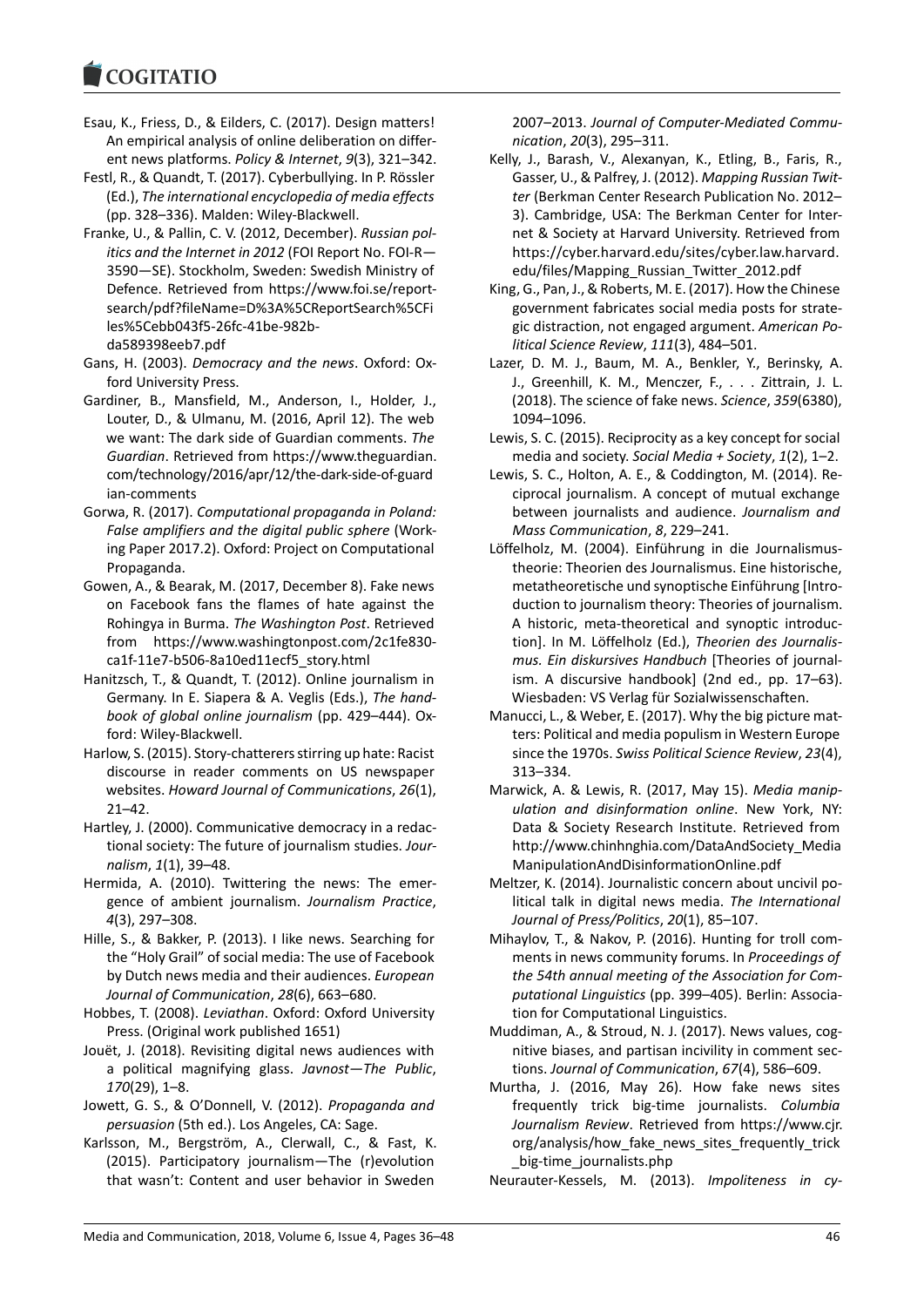Esau, K., Friess, D., & Eilders, C. (2017). Design matters! An empirical analysis of online deliberation on different news platforms. *Policy & Internet*, *9*(3), 321–342.

Festl, R., & Quandt, T. (2017). Cyberbullying. In P. Rössler (Ed.), *The international encyclopedia of media effects* (pp. 328–336). Malden: Wiley-Blackwell.

Franke, U., & Pallin, C. V. (2012, December). *Russian politics and the Internet in 2012* (FOI Report No. FOI-R—3590—SE). Stockholm, Sweden: Swedish Ministry of Defence. Retrieved from https://www.foi.se/reportsearch/pdf?fileName=D%3A%5CReportSearch%5CFiles%5Cebb043f5-26fc-41be-982b-da589398eeb7.pdf

Gans, H. (2003). *Democracy and the news*. Oxford: Oxford University Press.

Gardiner, B., Mansfield, M., Anderson, I., Holder, J., Louter, D., & Ulmanu, M. (2016, April 12). The web we want: The dark side of Guardian comments. *The Guardian*. Retrieved from https://www.theguardian.com/technology/2016/apr/12/the-dark-side-of-guardian-comments

Gorwa, R. (2017). *Computational propaganda in Poland: False amplifiers and the digital public sphere* (Working Paper 2017.2). Oxford: Project on Computational Propaganda.

Gowen, A., & Bearak, M. (2017, December 8). Fake news on Facebook fans the flames of hate against the Rohingya in Burma. *The Washington Post*. Retrieved from https://www.washingtonpost.com/2c1fe830-ca1f-11e7-b506-8a10ed11ecf5_story.html

Hanitzsch, T., & Quandt, T. (2012). Online journalism in Germany. In E. Siapera & A. Veglis (Eds.), *The handbook of global online journalism* (pp. 429–444). Oxford: Wiley-Blackwell.

Harlow, S. (2015). Story-chatterers stirring up hate: Racist discourse in reader comments on US newspaper websites. *Howard Journal of Communications*, *26*(1), 21–42.

Hartley, J. (2000). Communicative democracy in a redactional society: The future of journalism studies. *Journalism*, *1*(1), 39–48.

Hermida, A. (2010). Twittering the news: The emergence of ambient journalism. *Journalism Practice*, *4*(3), 297–308.

Hille, S., & Bakker, P. (2013). I like news. Searching for the "Holy Grail" of social media: The use of Facebook by Dutch news media and their audiences. *European Journal of Communication*, *28*(6), 663–680.

Hobbes, T. (2008). *Leviathan*. Oxford: Oxford University Press. (Original work published 1651)

Jouët, J. (2018). Revisiting digital news audiences with a political magnifying glass. *Javnost—The Public*, *170*(29), 1–8.

Jowett, G. S., & O'Donnell, V. (2012). *Propaganda and persuasion* (5th ed.). Los Angeles, CA: Sage.

Karlsson, M., Bergström, A., Clerwall, C., & Fast, K. (2015). Participatory journalism—The (r)evolution that wasn't: Content and user behavior in Sweden 2007–2013. *Journal of Computer-Mediated Communication*, *20*(3), 295–311.

Kelly, J., Barash, V., Alexanyan, K., Etling, B., Faris, R., Gasser, U., & Palfrey, J. (2012). *Mapping Russian Twitter* (Berkman Center Research Publication No. 2012–3). Cambridge, USA: The Berkman Center for Internet & Society at Harvard University. Retrieved from https://cyber.harvard.edu/sites/cyber.law.harvard.edu/files/Mapping_Russian_Twitter_2012.pdf

King, G., Pan, J., & Roberts, M. E. (2017). How the Chinese government fabricates social media posts for strategic distraction, not engaged argument. *American Political Science Review*, *111*(3), 484–501.

Lazer, D. M. J., Baum, M. A., Benkler, Y., Berinsky, A. J., Greenhill, K. M., Menczer, F., . . . Zittrain, J. L. (2018). The science of fake news. *Science*, *359*(6380), 1094–1096.

Lewis, S. C. (2015). Reciprocity as a key concept for social media and society. *Social Media + Society*, *1*(2), 1–2.

Lewis, S. C., Holton, A. E., & Coddington, M. (2014). Reciprocal journalism. A concept of mutual exchange between journalists and audience. *Journalism and Mass Communication*, *8*, 229–241.

Löffelholz, M. (2004). Einführung in die Journalismustheorie: Theorien des Journalismus. Eine historische, metatheoretische und synoptische Einführung [Introduction to journalism theory: Theories of journalism. A historic, meta-theoretical and synoptic introduction]. In M. Löffelholz (Ed.), *Theorien des Journalismus. Ein diskursives Handbuch* [Theories of journalism. A discursive handbook] (2nd ed., pp. 17–63). Wiesbaden: VS Verlag für Sozialwissenschaften.

Manucci, L., & Weber, E. (2017). Why the big picture matters: Political and media populism in Western Europe since the 1970s. *Swiss Political Science Review*, *23*(4), 313–334.

Marwick, A. & Lewis, R. (2017, May 15). *Media manipulation and disinformation online*. New York, NY: Data & Society Research Institute. Retrieved from http://www.chinhnghia.com/DataAndSociety_MediaManipulationAndDisinformationOnline.pdf

Meltzer, K. (2014). Journalistic concern about uncivil political talk in digital news media. *The International Journal of Press/Politics*, *20*(1), 85–107.

Mihaylov, T., & Nakov, P. (2016). Hunting for troll comments in news community forums. In *Proceedings of the 54th annual meeting of the Association for Computational Linguistics* (pp. 399–405). Berlin: Association for Computational Linguistics.

Muddiman, A., & Stroud, N. J. (2017). News values, cognitive biases, and partisan incivility in comment sections. *Journal of Communication*, *67*(4), 586–609.

Murtha, J. (2016, May 26). How fake news sites frequently trick big-time journalists. *Columbia Journalism Review*. Retrieved from https://www.cjr.org/analysis/how_fake_news_sites_frequently_trick_big-time_journalists.php

Neurauter-Kessels, M. (2013). *Impoliteness in cy-*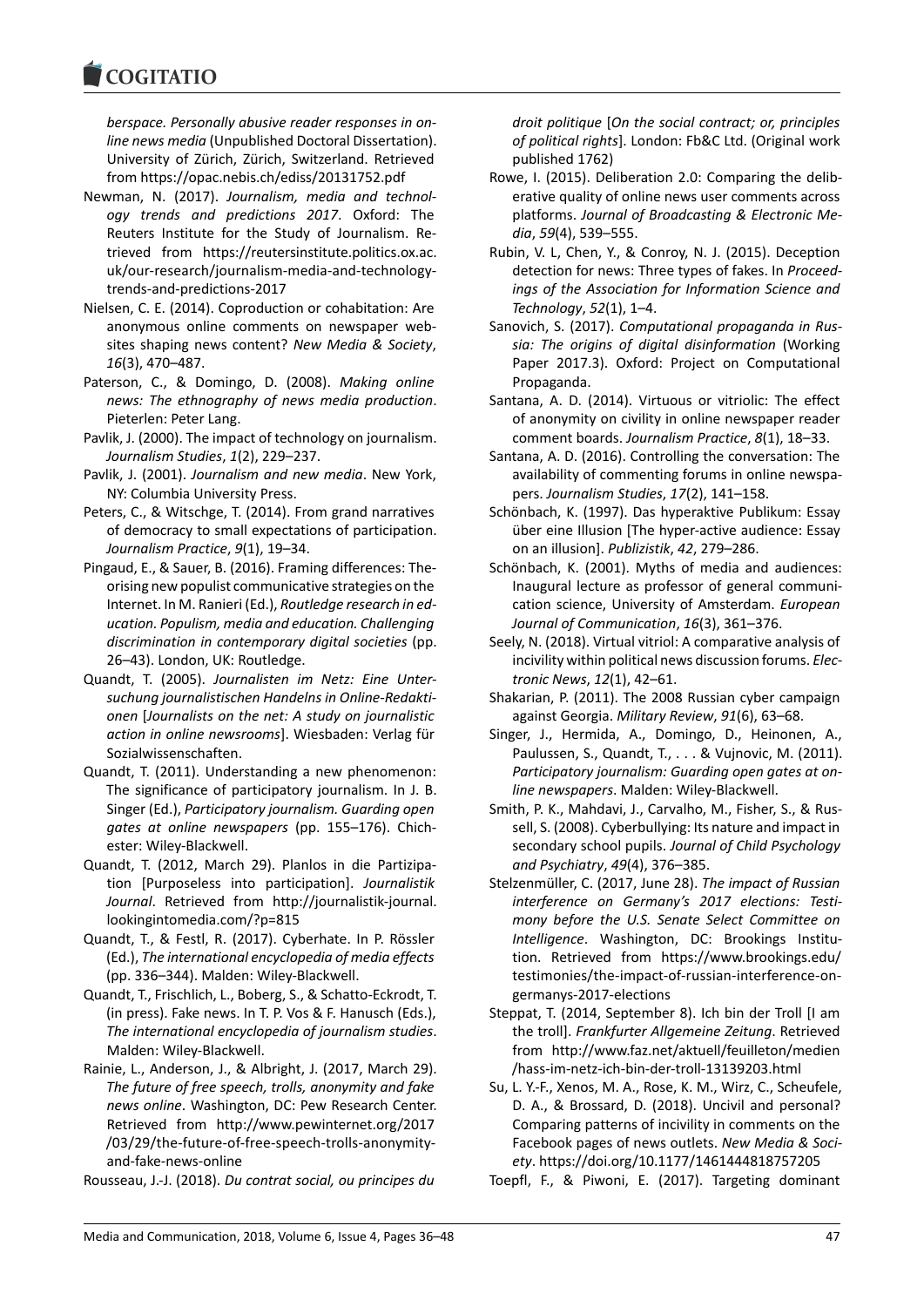*berspace. Personally abusive reader responses in online news media* (Unpublished Doctoral Dissertation). University of Zürich, Zürich, Switzerland. Retrieved from https://opac.nebis.ch/ediss/20131752.pdf

Newman, N. (2017). *Journalism, media and technology trends and predictions 2017*. Oxford: The Reuters Institute for the Study of Journalism. Retrieved from https://reutersinstitute.politics.ox.ac.uk/our-research/journalism-media-and-technology-trends-and-predictions-2017

Nielsen, C. E. (2014). Coproduction or cohabitation: Are anonymous online comments on newspaper websites shaping news content? *New Media & Society*, *16*(3), 470–487.

Paterson, C., & Domingo, D. (2008). *Making online news: The ethnography of news media production*. Pieterlen: Peter Lang.

Pavlik, J. (2000). The impact of technology on journalism. *Journalism Studies*, *1*(2), 229–237.

Pavlik, J. (2001). *Journalism and new media*. New York, NY: Columbia University Press.

Peters, C., & Witschge, T. (2014). From grand narratives of democracy to small expectations of participation. *Journalism Practice*, *9*(1), 19–34.

Pingaud, E., & Sauer, B. (2016). Framing differences: Theorising new populist communicative strategies on the Internet. In M. Ranieri (Ed.), *Routledge research in education. Populism, media and education. Challenging discrimination in contemporary digital societies* (pp. 26–43). London, UK: Routledge.

Quandt, T. (2005). *Journalisten im Netz: Eine Untersuchung journalistischen Handelns in Online-Redaktionen* [*Journalists on the net: A study on journalistic action in online newsrooms*]. Wiesbaden: Verlag für Sozialwissenschaften.

Quandt, T. (2011). Understanding a new phenomenon: The significance of participatory journalism. In J. B. Singer (Ed.), *Participatory journalism. Guarding open gates at online newspapers* (pp. 155–176). Chichester: Wiley-Blackwell.

Quandt, T. (2012, March 29). Planlos in die Partizipation [Purposeless into participation]. *Journalistik Journal*. Retrieved from http://journalistik-journal.lookingintomedia.com/?p=815

Quandt, T., & Festl, R. (2017). Cyberhate. In P. Rössler (Ed.), *The international encyclopedia of media effects* (pp. 336–344). Malden: Wiley-Blackwell.

Quandt, T., Frischlich, L., Boberg, S., & Schatto-Eckrodt, T. (in press). Fake news. In T. P. Vos & F. Hanusch (Eds.), *The international encyclopedia of journalism studies*. Malden: Wiley-Blackwell.

Rainie, L., Anderson, J., & Albright, J. (2017, March 29). *The future of free speech, trolls, anonymity and fake news online*. Washington, DC: Pew Research Center. Retrieved from http://www.pewinternet.org/2017/03/29/the-future-of-free-speech-trolls-anonymity-and-fake-news-online

Rousseau, J.-J. (2018). *Du contrat social, ou principes du droit politique* [*On the social contract; or, principles of political rights*]. London: Fb&C Ltd. (Original work published 1762)

Rowe, I. (2015). Deliberation 2.0: Comparing the deliberative quality of online news user comments across platforms. *Journal of Broadcasting & Electronic Media*, *59*(4), 539–555.

Rubin, V. L, Chen, Y., & Conroy, N. J. (2015). Deception detection for news: Three types of fakes. In *Proceedings of the Association for Information Science and Technology*, *52*(1), 1–4.

Sanovich, S. (2017). *Computational propaganda in Russia: The origins of digital disinformation* (Working Paper 2017.3). Oxford: Project on Computational Propaganda.

Santana, A. D. (2014). Virtuous or vitriolic: The effect of anonymity on civility in online newspaper reader comment boards. *Journalism Practice*, *8*(1), 18–33.

Santana, A. D. (2016). Controlling the conversation: The availability of commenting forums in online newspapers. *Journalism Studies*, *17*(2), 141–158.

Schönbach, K. (1997). Das hyperaktive Publikum: Essay über eine Illusion [The hyper-active audience: Essay on an illusion]. *Publizistik*, *42*, 279–286.

Schönbach, K. (2001). Myths of media and audiences: Inaugural lecture as professor of general communication science, University of Amsterdam. *European Journal of Communication*, *16*(3), 361–376.

Seely, N. (2018). Virtual vitriol: A comparative analysis of incivility within political news discussion forums. *Electronic News*, *12*(1), 42–61.

Shakarian, P. (2011). The 2008 Russian cyber campaign against Georgia. *Military Review*, *91*(6), 63–68.

Singer, J., Hermida, A., Domingo, D., Heinonen, A., Paulussen, S., Quandt, T., . . . & Vujnovic, M. (2011). *Participatory journalism: Guarding open gates at online newspapers*. Malden: Wiley-Blackwell.

Smith, P. K., Mahdavi, J., Carvalho, M., Fisher, S., & Russell, S. (2008). Cyberbullying: Its nature and impact in secondary school pupils. *Journal of Child Psychology and Psychiatry*, *49*(4), 376–385.

Stelzenmüller, C. (2017, June 28). *The impact of Russian interference on Germany's 2017 elections: Testimony before the U.S. Senate Select Committee on Intelligence*. Washington, DC: Brookings Institution. Retrieved from https://www.brookings.edu/testimonies/the-impact-of-russian-interference-on-germanys-2017-elections

Steppat, T. (2014, September 8). Ich bin der Troll [I am the troll]. *Frankfurter Allgemeine Zeitung*. Retrieved from http://www.faz.net/aktuell/feuilleton/medien/hass-im-netz-ich-bin-der-troll-13139203.html

Su, L. Y.-F., Xenos, M. A., Rose, K. M., Wirz, C., Scheufele, D. A., & Brossard, D. (2018). Uncivil and personal? Comparing patterns of incivility in comments on the Facebook pages of news outlets. *New Media & Society*. https://doi.org/10.1177/1461444818757205

Toepfl, F., & Piwoni, E. (2017). Targeting dominant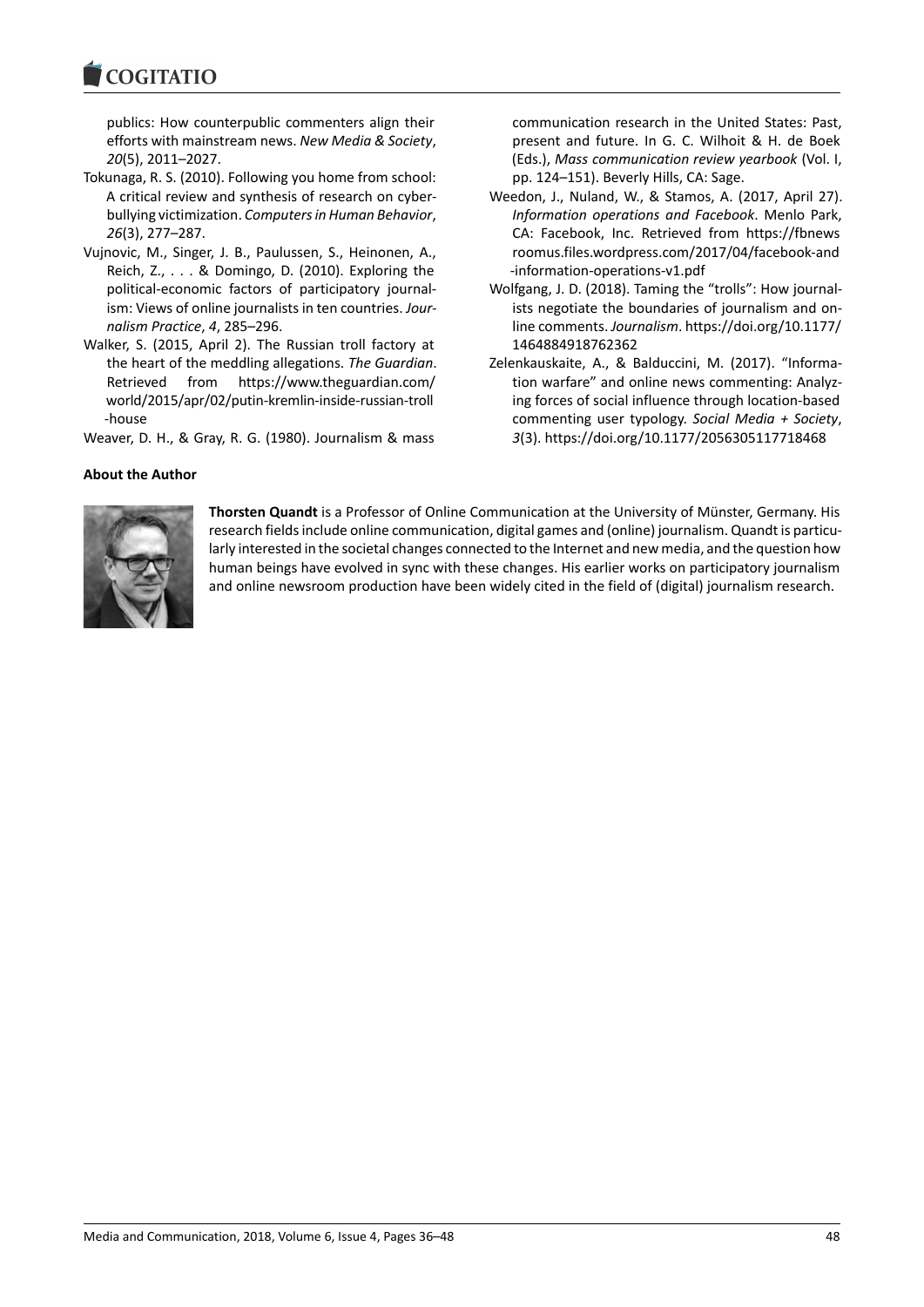publics: How counterpublic commenters align their efforts with mainstream news. *New Media & Society*, *20*(5), 2011–2027.

Tokunaga, R. S. (2010). Following you home from school: A critical review and synthesis of research on cyberbullying victimization. *Computers in Human Behavior*, *26*(3), 277–287.

Vujnovic, M., Singer, J. B., Paulussen, S., Heinonen, A., Reich, Z., . . . & Domingo, D. (2010). Exploring the political-economic factors of participatory journalism: Views of online journalists in ten countries. *Journalism Practice*, *4*, 285–296.

Walker, S. (2015, April 2). The Russian troll factory at the heart of the meddling allegations. *The Guardian*. Retrieved from https://www.theguardian.com/world/2015/apr/02/putin-kremlin-inside-russian-troll-house

Weaver, D. H., & Gray, R. G. (1980). Journalism & mass communication research in the United States: Past, present and future. In G. C. Wilhoit & H. de Boek (Eds.), *Mass communication review yearbook* (Vol. I, pp. 124–151). Beverly Hills, CA: Sage.

Weedon, J., Nuland, W., & Stamos, A. (2017, April 27). *Information operations and Facebook*. Menlo Park, CA: Facebook, Inc. Retrieved from https://fbnewsroomus.files.wordpress.com/2017/04/facebook-and-information-operations-v1.pdf

Wolfgang, J. D. (2018). Taming the "trolls": How journalists negotiate the boundaries of journalism and online comments. *Journalism*. https://doi.org/10.1177/1464884918762362

Zelenkauskaite, A., & Balduccini, M. (2017). "Information warfare" and online news commenting: Analyzing forces of social influence through location-based commenting user typology. *Social Media + Society*, *3*(3). https://doi.org/10.1177/2056305117718468

**About the Author**

**Thorsten Quandt** is a Professor of Online Communication at the University of Münster, Germany. His research fields include online communication, digital games and (online) journalism. Quandt is particularly interested in the societal changes connected to the Internet and new media, and the question how human beings have evolved in sync with these changes. His earlier works on participatory journalism and online newsroom production have been widely cited in the field of (digital) journalism research.